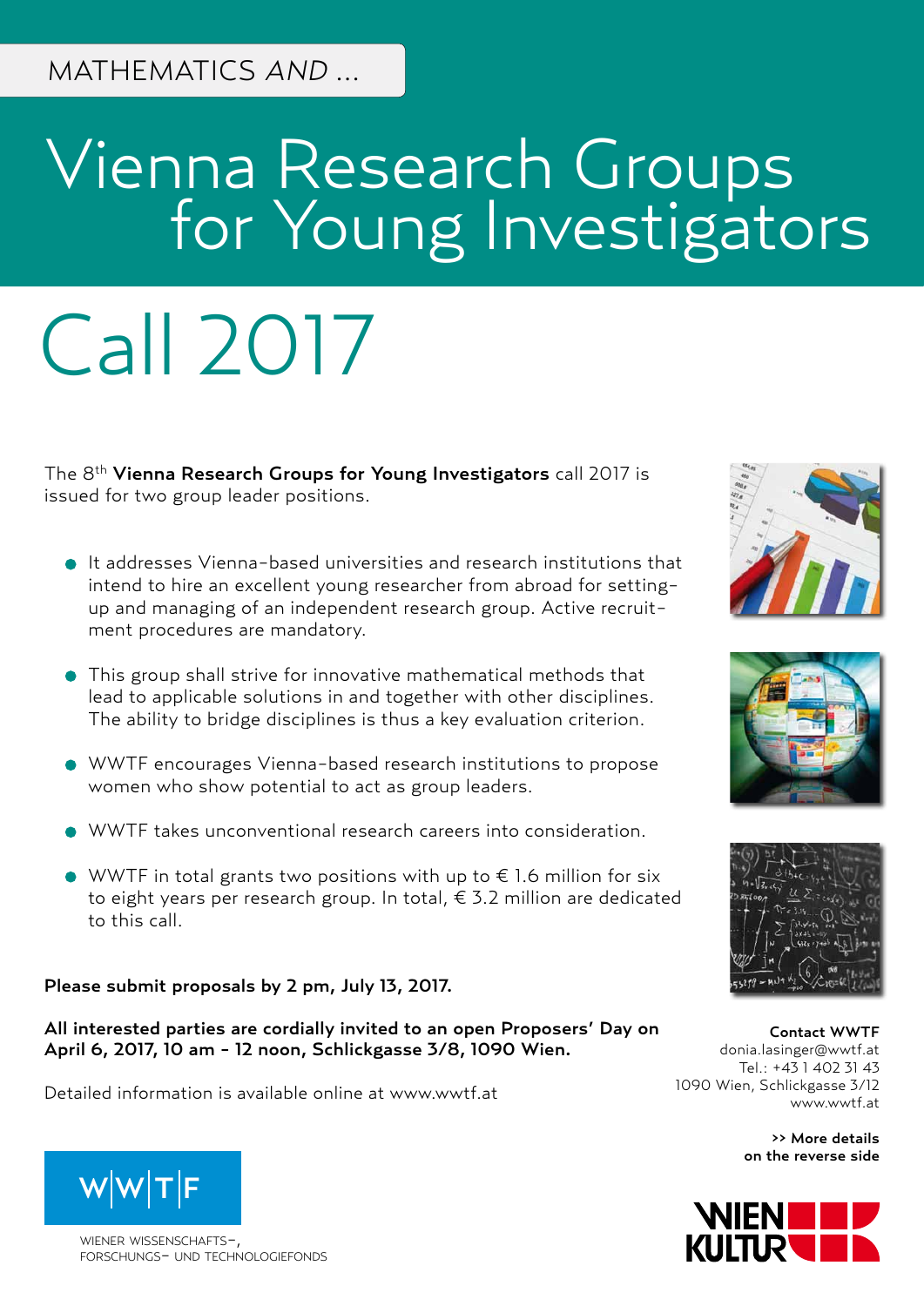MATHEMATICS *AND* ...

# Vienna Research Groups for Young Investigators

# Call 2017

The 8th **Vienna Research Groups for Young Investigators** call 2017 is issued for two group leader positions.

- It addresses Vienna-based universities and research institutions that intend to hire an excellent young researcher from abroad for setting-up and managing of an independent research group. Active recruitment procedures are mandatory.
- This group shall strive for innovative mathematical methods that lead to applicable solutions in and together with other disciplines. The ability to bridge disciplines is thus a key evaluation criterion.
- WWTF encourages Vienna-based research institutions to propose women who show potential to act as group leaders.
- WWTF takes unconventional research careers into consideration.
- WWTF in total grants two positions with up to € 1.6 million for six to eight years per research group. In total, € 3.2 million are dedicated to this call.

**Please submit proposals by 2 pm, July 13, 2017.**

**All interested parties are cordially invited to an open Proposers' Day on April 6, 2017, 10 am - 12 noon, Schlickgasse 3/8, 1090 Wien.**

Detailed information is available online at www.wwtf.at

**Contact WWTF**
donia.lasinger@wwtf.at
Tel.: +43 1 402 31 43
1090 Wien, Schlickgasse 3/12
www.wwtf.at

**>> More details on the reverse side**

W|W|T|F

WIENER WISSENSCHAFTS-, FORSCHUNGS- UND TECHNOLOGIEFONDS

WIEN KULTUR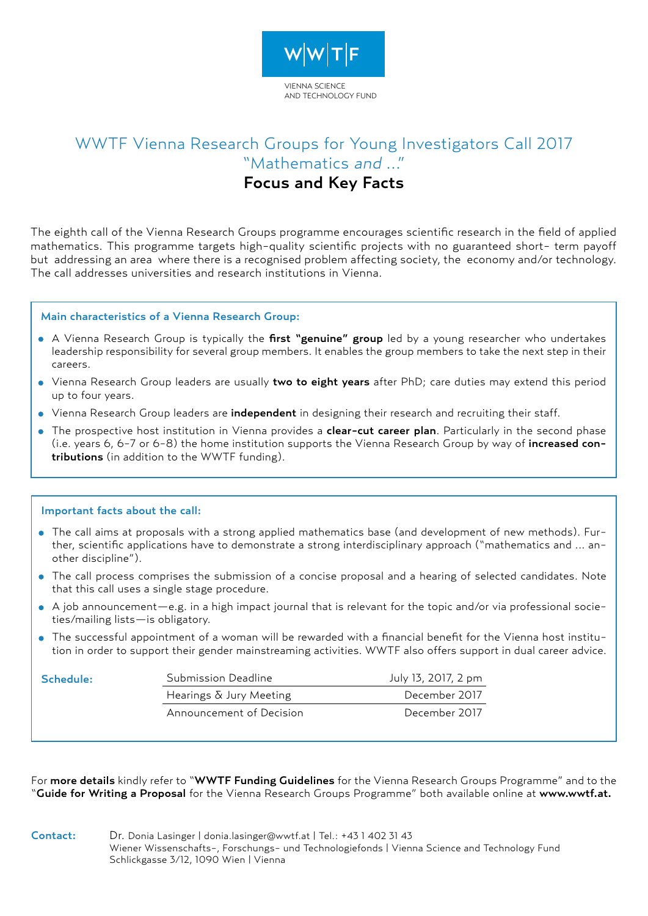WWTF

VIENNA SCIENCE AND TECHNOLOGY FUND

# WWTF Vienna Research Groups for Young Investigators Call 2017 "Mathematics *and* ..."

## Focus and Key Facts

The eighth call of the Vienna Research Groups programme encourages scientific research in the field of applied mathematics. This programme targets high-quality scientific projects with no guaranteed short- term payoff but addressing an area where there is a recognised problem affecting society, the economy and/or technology. The call addresses universities and research institutions in Vienna.

### Main characteristics of a Vienna Research Group:

- A Vienna Research Group is typically the **first "genuine" group** led by a young researcher who undertakes leadership responsibility for several group members. It enables the group members to take the next step in their careers.
- Vienna Research Group leaders are usually **two to eight years** after PhD; care duties may extend this period up to four years.
- Vienna Research Group leaders are **independent** in designing their research and recruiting their staff.
- The prospective host institution in Vienna provides a **clear-cut career plan**. Particularly in the second phase (i.e. years 6, 6-7 or 6-8) the home institution supports the Vienna Research Group by way of **increased contributions** (in addition to the WWTF funding).

### Important facts about the call:

- The call aims at proposals with a strong applied mathematics base (and development of new methods). Further, scientific applications have to demonstrate a strong interdisciplinary approach ("mathematics and ... another discipline").
- The call process comprises the submission of a concise proposal and a hearing of selected candidates. Note that this call uses a single stage procedure.
- A job announcement—e.g. in a high impact journal that is relevant for the topic and/or via professional societies/mailing lists—is obligatory.
- The successful appointment of a woman will be rewarded with a financial benefit for the Vienna host institution in order to support their gender mainstreaming activities. WWTF also offers support in dual career advice.

**Schedule:**

| | |
|---|---|
| Submission Deadline | July 13, 2017, 2 pm |
| Hearings & Jury Meeting | December 2017 |
| Announcement of Decision | December 2017 |

For **more details** kindly refer to "**WWTF Funding Guidelines** for the Vienna Research Groups Programme" and to the "**Guide for Writing a Proposal** for the Vienna Research Groups Programme" both available online at **www.wwtf.at.**

**Contact:** Dr. Donia Lasinger | donia.lasinger@wwtf.at | Tel.: +43 1 402 31 43
Wiener Wissenschafts-, Forschungs- und Technologiefonds | Vienna Science and Technology Fund
Schlickgasse 3/12, 1090 Wien | Vienna